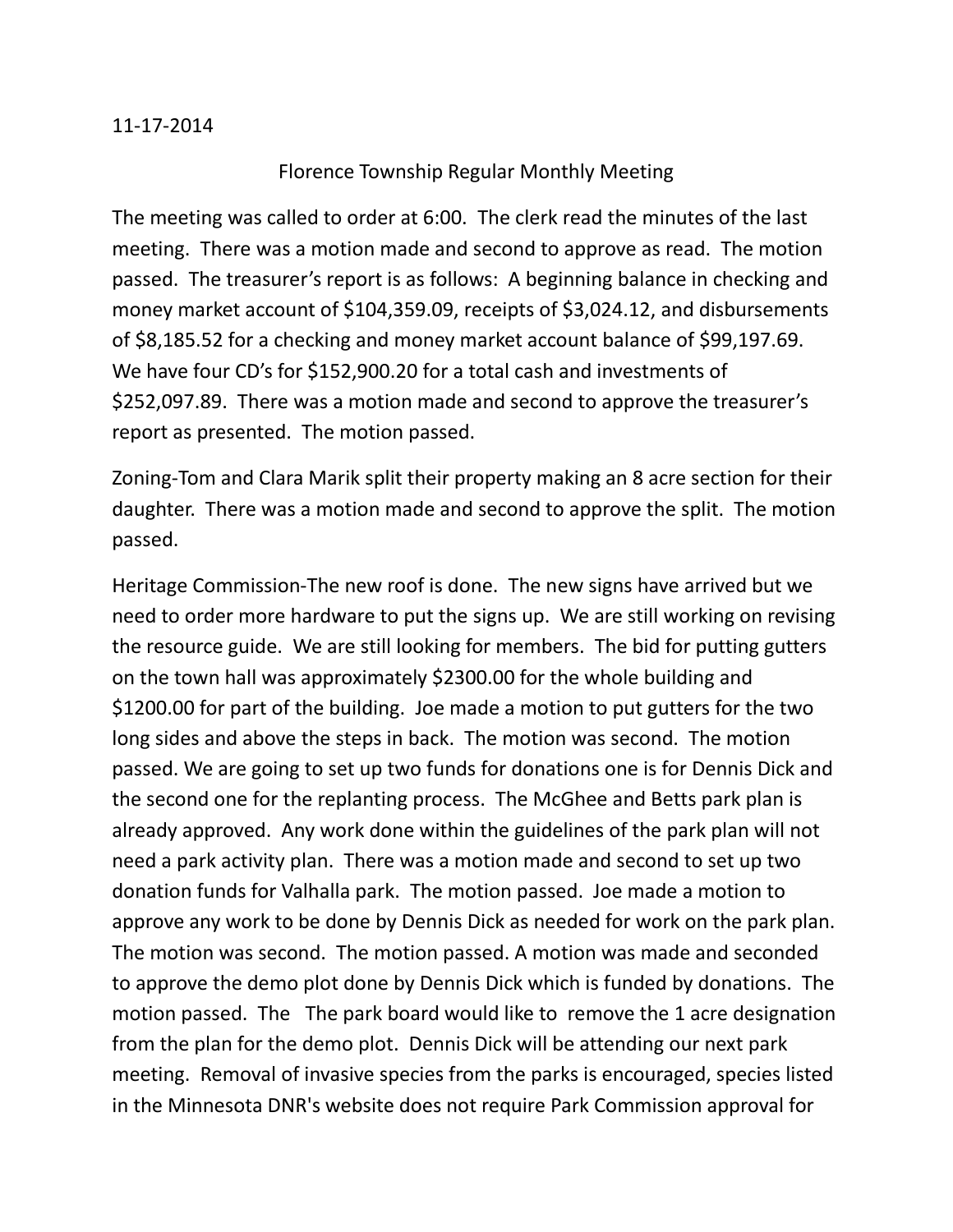11-17-2014

Florence Township Regular Monthly Meeting

The meeting was called to order at 6:00. The clerk read the minutes of the last meeting. There was a motion made and second to approve as read. The motion passed. The treasurer's report is as follows: A beginning balance in checking and money market account of $104,359.09, receipts of $3,024.12, and disbursements of $8,185.52 for a checking and money market account balance of $99,197.69. We have four CD's for $152,900.20 for a total cash and investments of $252,097.89. There was a motion made and second to approve the treasurer's report as presented. The motion passed.

Zoning-Tom and Clara Marik split their property making an 8 acre section for their daughter. There was a motion made and second to approve the split. The motion passed.

Heritage Commission-The new roof is done. The new signs have arrived but we need to order more hardware to put the signs up. We are still working on revising the resource guide. We are still looking for members. The bid for putting gutters on the town hall was approximately $2300.00 for the whole building and $1200.00 for part of the building. Joe made a motion to put gutters for the two long sides and above the steps in back. The motion was second. The motion passed. We are going to set up two funds for donations one is for Dennis Dick and the second one for the replanting process. The McGhee and Betts park plan is already approved. Any work done within the guidelines of the park plan will not need a park activity plan. There was a motion made and second to set up two donation funds for Valhalla park. The motion passed. Joe made a motion to approve any work to be done by Dennis Dick as needed for work on the park plan. The motion was second. The motion passed. A motion was made and seconded to approve the demo plot done by Dennis Dick which is funded by donations. The motion passed. The The park board would like to remove the 1 acre designation from the plan for the demo plot. Dennis Dick will be attending our next park meeting. Removal of invasive species from the parks is encouraged, species listed in the Minnesota DNR's website does not require Park Commission approval for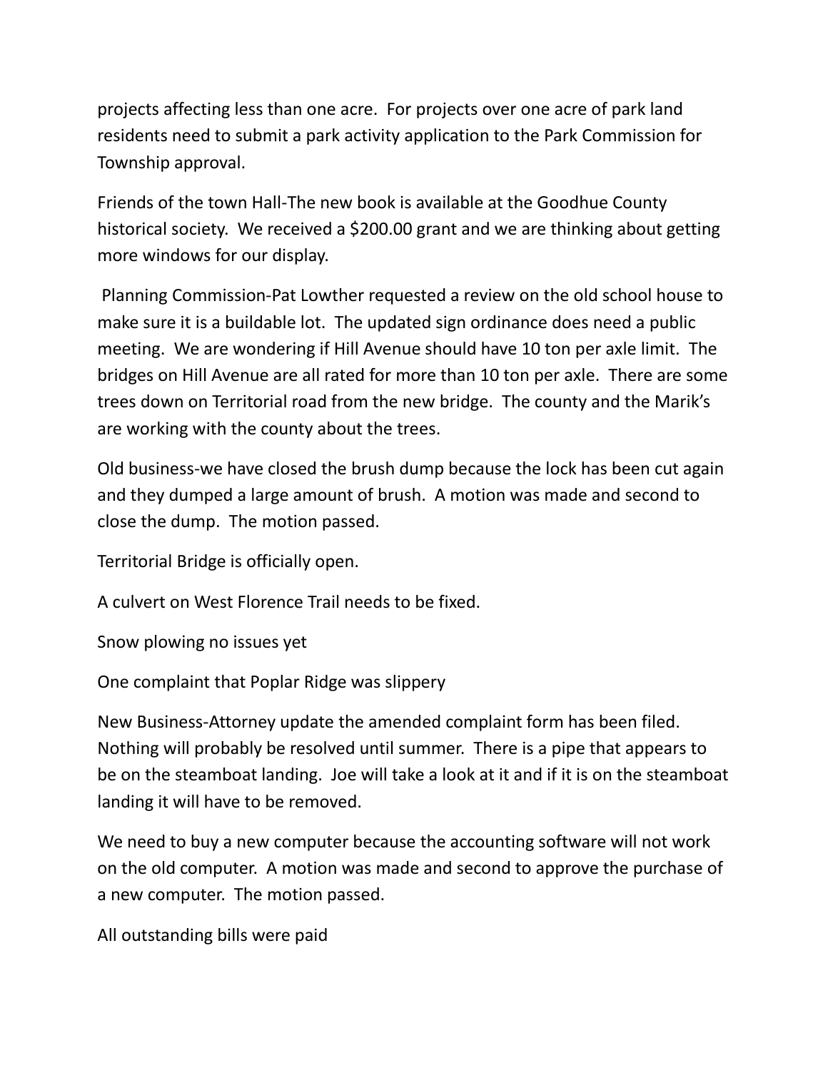projects affecting less than one acre. For projects over one acre of park land residents need to submit a park activity application to the Park Commission for Township approval.

Friends of the town Hall-The new book is available at the Goodhue County historical society. We received a $200.00 grant and we are thinking about getting more windows for our display.

Planning Commission-Pat Lowther requested a review on the old school house to make sure it is a buildable lot. The updated sign ordinance does need a public meeting. We are wondering if Hill Avenue should have 10 ton per axle limit. The bridges on Hill Avenue are all rated for more than 10 ton per axle. There are some trees down on Territorial road from the new bridge. The county and the Marik's are working with the county about the trees.

Old business-we have closed the brush dump because the lock has been cut again and they dumped a large amount of brush. A motion was made and second to close the dump. The motion passed.

Territorial Bridge is officially open.

A culvert on West Florence Trail needs to be fixed.

Snow plowing no issues yet

One complaint that Poplar Ridge was slippery

New Business-Attorney update the amended complaint form has been filed. Nothing will probably be resolved until summer. There is a pipe that appears to be on the steamboat landing. Joe will take a look at it and if it is on the steamboat landing it will have to be removed.

We need to buy a new computer because the accounting software will not work on the old computer. A motion was made and second to approve the purchase of a new computer. The motion passed.

All outstanding bills were paid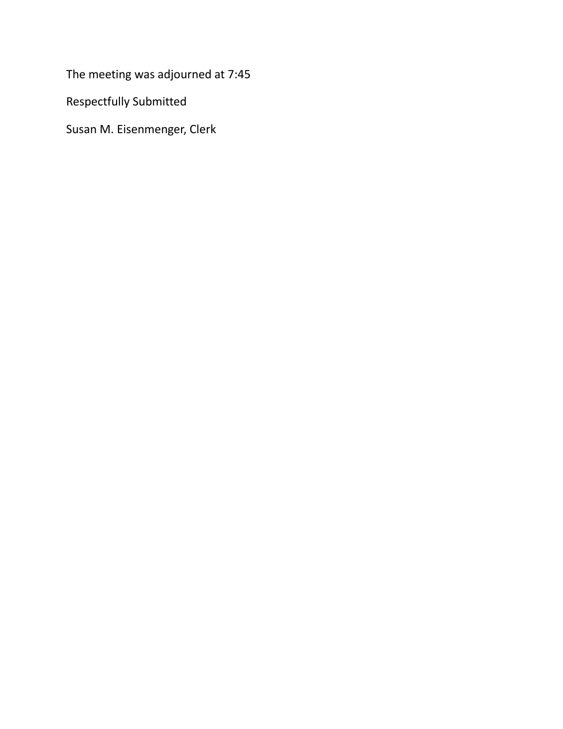The meeting was adjourned at 7:45

Respectfully Submitted

Susan M. Eisenmenger, Clerk